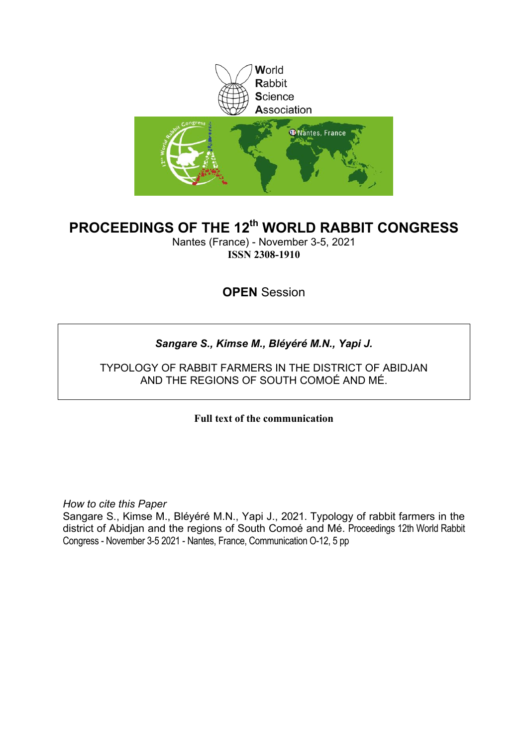World
Rabbit
Science
Association

# PROCEEDINGS OF THE 12th WORLD RABBIT CONGRESS

Nantes (France) - November 3-5, 2021
**ISSN 2308-1910**

## **OPEN** Session

***Sangare S., Kimse M., Bléyéré M.N., Yapi J.***

TYPOLOGY OF RABBIT FARMERS IN THE DISTRICT OF ABIDJAN AND THE REGIONS OF SOUTH COMOÉ AND MÉ.

**Full text of the communication**

*How to cite this Paper*
Sangare S., Kimse M., Bléyéré M.N., Yapi J., 2021. Typology of rabbit farmers in the district of Abidjan and the regions of South Comoé and Mé. Proceedings 12th World Rabbit Congress - November 3-5 2021 - Nantes, France, Communication O-12, 5 pp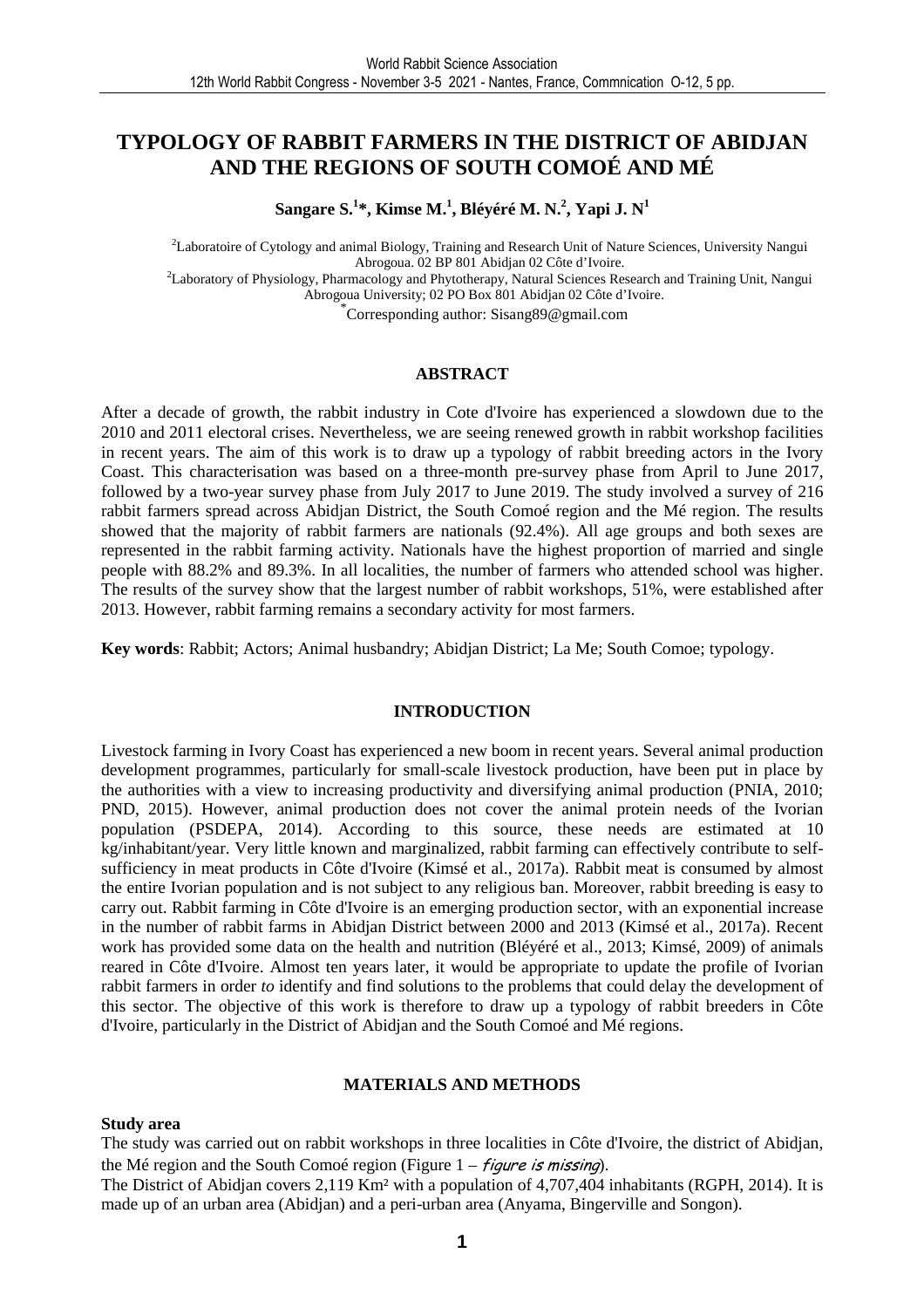# TYPOLOGY OF RABBIT FARMERS IN THE DISTRICT OF ABIDJAN AND THE REGIONS OF SOUTH COMOÉ AND MÉ

**Sangare S.[1]\*, Kimse M.[1], Bléyéré M. N.[2], Yapi J. N[1]**

[2]Laboratoire of Cytology and animal Biology, Training and Research Unit of Nature Sciences, University Nangui Abrogoua. 02 BP 801 Abidjan 02 Côte d'Ivoire.
[2]Laboratory of Physiology, Pharmacology and Phytotherapy, Natural Sciences Research and Training Unit, Nangui Abrogoua University; 02 PO Box 801 Abidjan 02 Côte d'Ivoire.
[*]Corresponding author: Sisang89@gmail.com

## ABSTRACT

After a decade of growth, the rabbit industry in Cote d'Ivoire has experienced a slowdown due to the 2010 and 2011 electoral crises. Nevertheless, we are seeing renewed growth in rabbit workshop facilities in recent years. The aim of this work is to draw up a typology of rabbit breeding actors in the Ivory Coast. This characterisation was based on a three-month pre-survey phase from April to June 2017, followed by a two-year survey phase from July 2017 to June 2019. The study involved a survey of 216 rabbit farmers spread across Abidjan District, the South Comoé region and the Mé region. The results showed that the majority of rabbit farmers are nationals (92.4%). All age groups and both sexes are represented in the rabbit farming activity. Nationals have the highest proportion of married and single people with 88.2% and 89.3%. In all localities, the number of farmers who attended school was higher. The results of the survey show that the largest number of rabbit workshops, 51%, were established after 2013. However, rabbit farming remains a secondary activity for most farmers.

**Key words**: Rabbit; Actors; Animal husbandry; Abidjan District; La Me; South Comoe; typology.

## INTRODUCTION

Livestock farming in Ivory Coast has experienced a new boom in recent years. Several animal production development programmes, particularly for small-scale livestock production, have been put in place by the authorities with a view to increasing productivity and diversifying animal production (PNIA, 2010; PND, 2015). However, animal production does not cover the animal protein needs of the Ivorian population (PSDEPA, 2014). According to this source, these needs are estimated at 10 kg/inhabitant/year. Very little known and marginalized, rabbit farming can effectively contribute to self-sufficiency in meat products in Côte d'Ivoire (Kimsé et al., 2017a). Rabbit meat is consumed by almost the entire Ivorian population and is not subject to any religious ban. Moreover, rabbit breeding is easy to carry out. Rabbit farming in Côte d'Ivoire is an emerging production sector, with an exponential increase in the number of rabbit farms in Abidjan District between 2000 and 2013 (Kimsé et al., 2017a). Recent work has provided some data on the health and nutrition (Bléyéré et al., 2013; Kimsé, 2009) of animals reared in Côte d'Ivoire. Almost ten years later, it would be appropriate to update the profile of Ivorian rabbit farmers in order *to* identify and find solutions to the problems that could delay the development of this sector. The objective of this work is therefore to draw up a typology of rabbit breeders in Côte d'Ivoire, particularly in the District of Abidjan and the South Comoé and Mé regions.

## MATERIALS AND METHODS

### Study area

The study was carried out on rabbit workshops in three localities in Côte d'Ivoire, the district of Abidjan, the Mé region and the South Comoé region (Figure 1 – *figure is missing*).

The District of Abidjan covers 2,119 Km² with a population of 4,707,404 inhabitants (RGPH, 2014). It is made up of an urban area (Abidjan) and a peri-urban area (Anyama, Bingerville and Songon).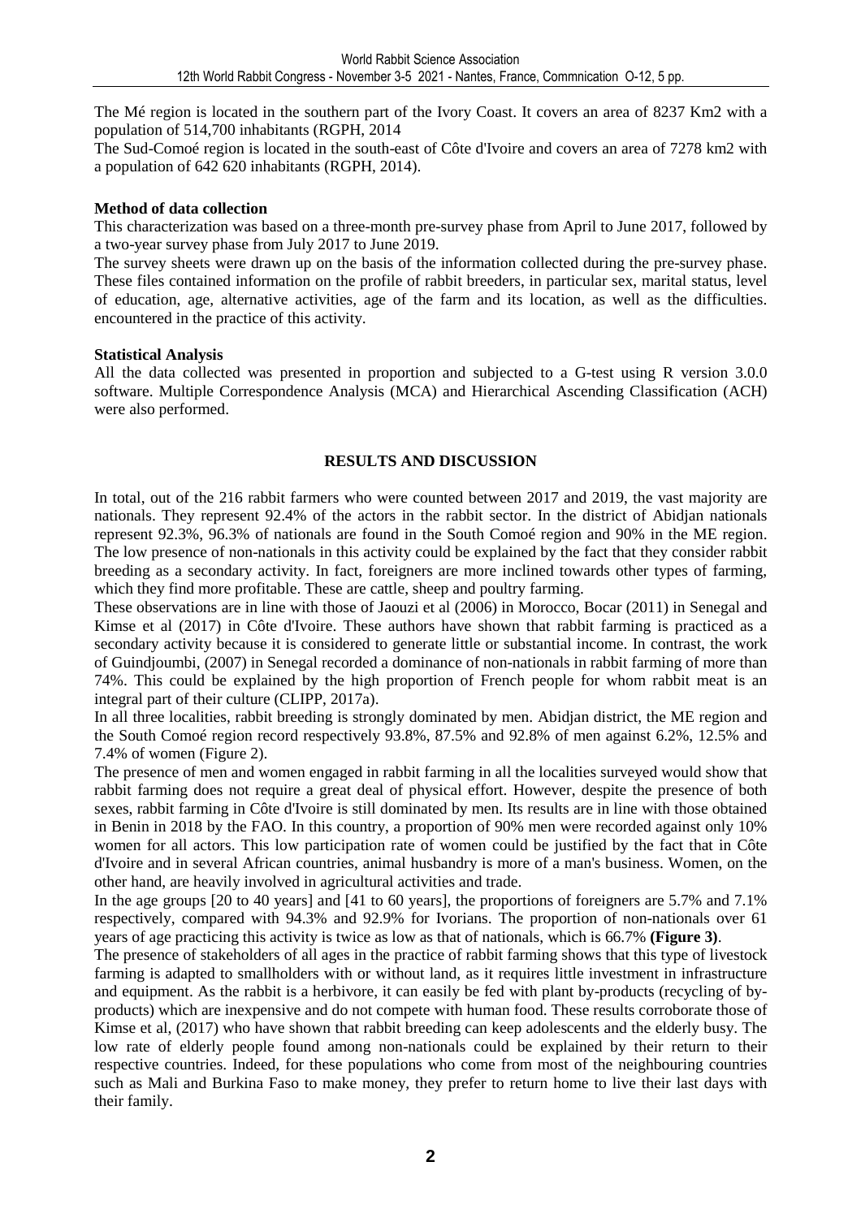The Mé region is located in the southern part of the Ivory Coast. It covers an area of 8237 Km2 with a population of 514,700 inhabitants (RGPH, 2014

The Sud-Comoé region is located in the south-east of Côte d'Ivoire and covers an area of 7278 km2 with a population of 642 620 inhabitants (RGPH, 2014).

**Method of data collection**

This characterization was based on a three-month pre-survey phase from April to June 2017, followed by a two-year survey phase from July 2017 to June 2019.

The survey sheets were drawn up on the basis of the information collected during the pre-survey phase. These files contained information on the profile of rabbit breeders, in particular sex, marital status, level of education, age, alternative activities, age of the farm and its location, as well as the difficulties. encountered in the practice of this activity.

**Statistical Analysis**

All the data collected was presented in proportion and subjected to a G-test using R version 3.0.0 software. Multiple Correspondence Analysis (MCA) and Hierarchical Ascending Classification (ACH) were also performed.

## RESULTS AND DISCUSSION

In total, out of the 216 rabbit farmers who were counted between 2017 and 2019, the vast majority are nationals. They represent 92.4% of the actors in the rabbit sector. In the district of Abidjan nationals represent 92.3%, 96.3% of nationals are found in the South Comoé region and 90% in the ME region. The low presence of non-nationals in this activity could be explained by the fact that they consider rabbit breeding as a secondary activity. In fact, foreigners are more inclined towards other types of farming, which they find more profitable. These are cattle, sheep and poultry farming.

These observations are in line with those of Jaouzi et al (2006) in Morocco, Bocar (2011) in Senegal and Kimse et al (2017) in Côte d'Ivoire. These authors have shown that rabbit farming is practiced as a secondary activity because it is considered to generate little or substantial income. In contrast, the work of Guindjoumbi, (2007) in Senegal recorded a dominance of non-nationals in rabbit farming of more than 74%. This could be explained by the high proportion of French people for whom rabbit meat is an integral part of their culture (CLIPP, 2017a).

In all three localities, rabbit breeding is strongly dominated by men. Abidjan district, the ME region and the South Comoé region record respectively 93.8%, 87.5% and 92.8% of men against 6.2%, 12.5% and 7.4% of women (Figure 2).

The presence of men and women engaged in rabbit farming in all the localities surveyed would show that rabbit farming does not require a great deal of physical effort. However, despite the presence of both sexes, rabbit farming in Côte d'Ivoire is still dominated by men. Its results are in line with those obtained in Benin in 2018 by the FAO. In this country, a proportion of 90% men were recorded against only 10% women for all actors. This low participation rate of women could be justified by the fact that in Côte d'Ivoire and in several African countries, animal husbandry is more of a man's business. Women, on the other hand, are heavily involved in agricultural activities and trade.

In the age groups [20 to 40 years] and [41 to 60 years], the proportions of foreigners are 5.7% and 7.1% respectively, compared with 94.3% and 92.9% for Ivorians. The proportion of non-nationals over 61 years of age practicing this activity is twice as low as that of nationals, which is 66.7% **(Figure 3)**.

The presence of stakeholders of all ages in the practice of rabbit farming shows that this type of livestock farming is adapted to smallholders with or without land, as it requires little investment in infrastructure and equipment. As the rabbit is a herbivore, it can easily be fed with plant by-products (recycling of by-products) which are inexpensive and do not compete with human food. These results corroborate those of Kimse et al, (2017) who have shown that rabbit breeding can keep adolescents and the elderly busy. The low rate of elderly people found among non-nationals could be explained by their return to their respective countries. Indeed, for these populations who come from most of the neighbouring countries such as Mali and Burkina Faso to make money, they prefer to return home to live their last days with their family.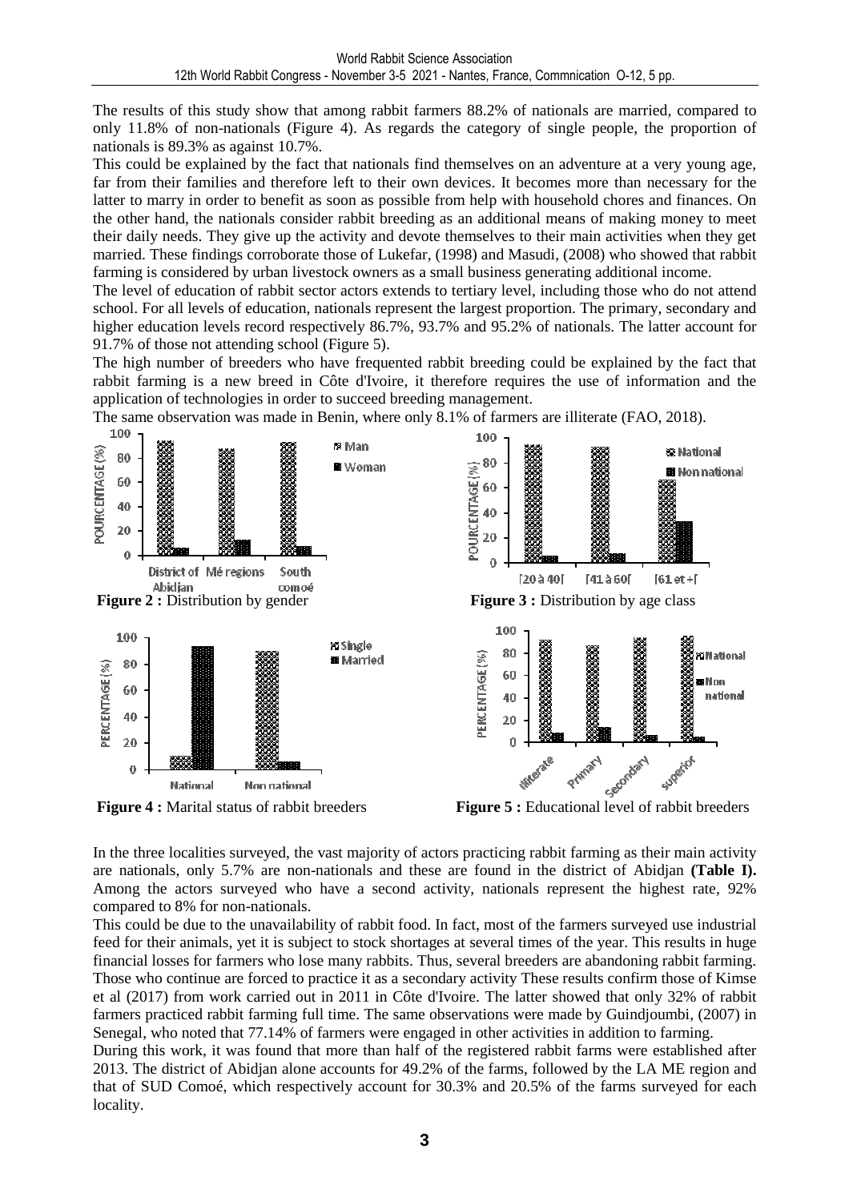The results of this study show that among rabbit farmers 88.2% of nationals are married, compared to only 11.8% of non-nationals (Figure 4). As regards the category of single people, the proportion of nationals is 89.3% as against 10.7%.

This could be explained by the fact that nationals find themselves on an adventure at a very young age, far from their families and therefore left to their own devices. It becomes more than necessary for the latter to marry in order to benefit as soon as possible from help with household chores and finances. On the other hand, the nationals consider rabbit breeding as an additional means of making money to meet their daily needs. They give up the activity and devote themselves to their main activities when they get married. These findings corroborate those of Lukefar, (1998) and Masudi, (2008) who showed that rabbit farming is considered by urban livestock owners as a small business generating additional income.

The level of education of rabbit sector actors extends to tertiary level, including those who do not attend school. For all levels of education, nationals represent the largest proportion. The primary, secondary and higher education levels record respectively 86.7%, 93.7% and 95.2% of nationals. The latter account for 91.7% of those not attending school (Figure 5).

The high number of breeders who have frequented rabbit breeding could be explained by the fact that rabbit farming is a new breed in Côte d'Ivoire, it therefore requires the use of information and the application of technologies in order to succeed breeding management.

The same observation was made in Benin, where only 8.1% of farmers are illiterate (FAO, 2018).

**Figure 2 :** Distribution by gender

**Figure 3 :** Distribution by age class

**Figure 4 :** Marital status of rabbit breeders

**Figure 5 :** Educational level of rabbit breeders

In the three localities surveyed, the vast majority of actors practicing rabbit farming as their main activity are nationals, only 5.7% are non-nationals and these are found in the district of Abidjan **(Table I).** Among the actors surveyed who have a second activity, nationals represent the highest rate, 92% compared to 8% for non-nationals.

This could be due to the unavailability of rabbit food. In fact, most of the farmers surveyed use industrial feed for their animals, yet it is subject to stock shortages at several times of the year. This results in huge financial losses for farmers who lose many rabbits. Thus, several breeders are abandoning rabbit farming. Those who continue are forced to practice it as a secondary activity These results confirm those of Kimse et al (2017) from work carried out in 2011 in Côte d'Ivoire. The latter showed that only 32% of rabbit farmers practiced rabbit farming full time. The same observations were made by Guindjoumbi, (2007) in Senegal, who noted that 77.14% of farmers were engaged in other activities in addition to farming.

During this work, it was found that more than half of the registered rabbit farms were established after 2013. The district of Abidjan alone accounts for 49.2% of the farms, followed by the LA ME region and that of SUD Comoé, which respectively account for 30.3% and 20.5% of the farms surveyed for each locality.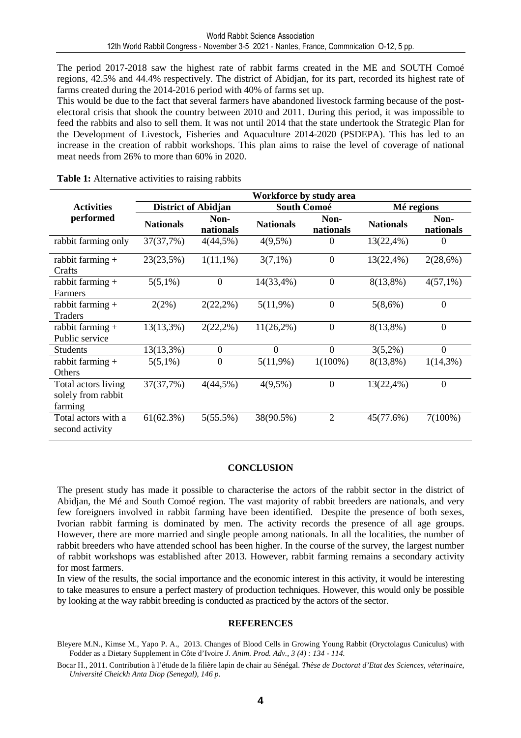The period 2017-2018 saw the highest rate of rabbit farms created in the ME and SOUTH Comoé regions, 42.5% and 44.4% respectively. The district of Abidjan, for its part, recorded its highest rate of farms created during the 2014-2016 period with 40% of farms set up.

This would be due to the fact that several farmers have abandoned livestock farming because of the post-electoral crisis that shook the country between 2010 and 2011. During this period, it was impossible to feed the rabbits and also to sell them. It was not until 2014 that the state undertook the Strategic Plan for the Development of Livestock, Fisheries and Aquaculture 2014-2020 (PSDEPA). This has led to an increase in the creation of rabbit workshops. This plan aims to raise the level of coverage of national meat needs from 26% to more than 60% in 2020.

**Table 1:** Alternative activities to raising rabbits

| Activities performed | Workforce by study area | | | | | |
|---|---|---|---|---|---|---|
| | District of Abidjan | | South Comoé | | Mé regions | |
| | Nationals | Non-nationals | Nationals | Non-nationals | Nationals | Non-nationals |
| rabbit farming only | 37(37,7%) | 4(44,5%) | 4(9,5%) | 0 | 13(22,4%) | 0 |
| rabbit farming + Crafts | 23(23,5%) | 1(11,1%) | 3(7,1%) | 0 | 13(22,4%) | 2(28,6%) |
| rabbit farming + Farmers | 5(5,1%) | 0 | 14(33,4%) | 0 | 8(13,8%) | 4(57,1%) |
| rabbit farming + Traders | 2(2%) | 2(22,2%) | 5(11,9%) | 0 | 5(8,6%) | 0 |
| rabbit farming + Public service | 13(13,3%) | 2(22,2%) | 11(26,2%) | 0 | 8(13,8%) | 0 |
| Students | 13(13,3%) | 0 | 0 | 0 | 3(5,2%) | 0 |
| rabbit farming + Others | 5(5,1%) | 0 | 5(11,9%) | 1(100%) | 8(13,8%) | 1(14,3%) |
| Total actors living solely from rabbit farming | 37(37,7%) | 4(44,5%) | 4(9,5%) | 0 | 13(22,4%) | 0 |
| Total actors with a second activity | 61(62.3%) | 5(55.5%) | 38(90.5%) | 2 | 45(77.6%) | 7(100%) |

## CONCLUSION

The present study has made it possible to characterise the actors of the rabbit sector in the district of Abidjan, the Mé and South Comoé region. The vast majority of rabbit breeders are nationals, and very few foreigners involved in rabbit farming have been identified. Despite the presence of both sexes, Ivorian rabbit farming is dominated by men. The activity records the presence of all age groups. However, there are more married and single people among nationals. In all the localities, the number of rabbit breeders who have attended school has been higher. In the course of the survey, the largest number of rabbit workshops was established after 2013. However, rabbit farming remains a secondary activity for most farmers.

In view of the results, the social importance and the economic interest in this activity, it would be interesting to take measures to ensure a perfect mastery of production techniques. However, this would only be possible by looking at the way rabbit breeding is conducted as practiced by the actors of the sector.

## REFERENCES

Bleyere M.N., Kimse M., Yapo P. A., 2013. Changes of Blood Cells in Growing Young Rabbit (Oryctolagus Cuniculus) with Fodder as a Dietary Supplement in Côte d'Ivoire *J. Anim. Prod. Adv., 3 (4) : 134 - 114.*

Bocar H., 2011. Contribution à l'étude de la filière lapin de chair au Sénégal. *Thèse de Doctorat d'Etat des Sciences, véterinaire, Université Cheickh Anta Diop (Senegal), 146 p.*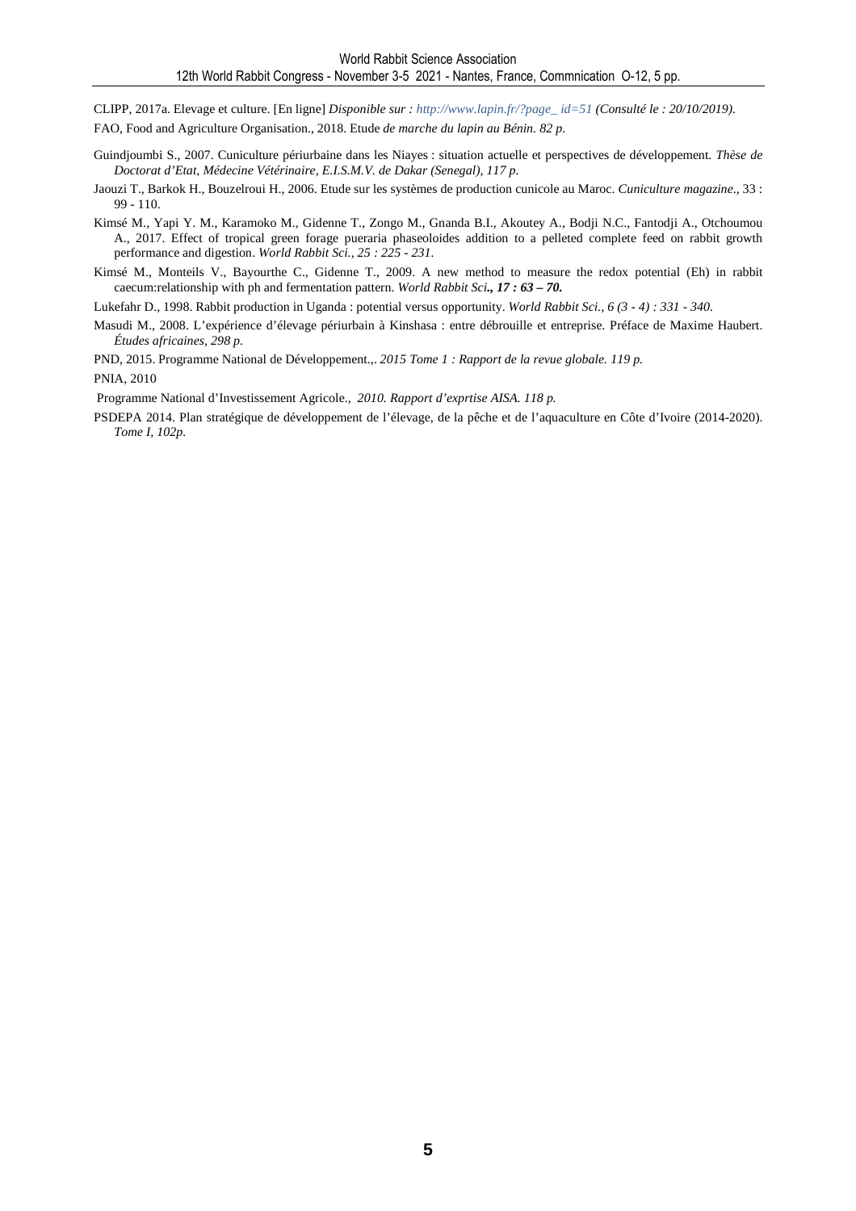CLIPP, 2017a. Elevage et culture. [En ligne] *Disponible sur : http://www.lapin.fr/?page_ id=51 (Consulté le : 20/10/2019).*

FAO, Food and Agriculture Organisation., 2018. Etude *de marche du lapin au Bénin. 82 p.*

Guindjoumbi S., 2007. Cuniculture périurbaine dans les Niayes : situation actuelle et perspectives de développement. *Thèse de Doctorat d'Etat, Médecine Vétérinaire, E.I.S.M.V. de Dakar (Senegal), 117 p.*

Jaouzi T., Barkok H., Bouzelroui H., 2006. Etude sur les systèmes de production cunicole au Maroc. *Cuniculture magazine*., 33 : 99 - 110.

Kimsé M., Yapi Y. M., Karamoko M., Gidenne T., Zongo M., Gnanda B.I., Akoutey A., Bodji N.C., Fantodji A., Otchoumou A., 2017. Effect of tropical green forage pueraria phaseoloides addition to a pelleted complete feed on rabbit growth performance and digestion. *World Rabbit Sci., 25 : 225 - 231.*

Kimsé M., Monteils V., Bayourthe C., Gidenne T., 2009. A new method to measure the redox potential (Eh) in rabbit caecum:relationship with ph and fermentation pattern. *World Rabbit Sci**., 17 : 63 – 70.***

Lukefahr D., 1998. Rabbit production in Uganda : potential versus opportunity. *World Rabbit Sci., 6 (3 - 4) : 331 - 340.*

Masudi M., 2008. L'expérience d'élevage périurbain à Kinshasa : entre débrouille et entreprise. Préface de Maxime Haubert. *Études africaines, 298 p.*

PND, 2015. Programme National de Développement.,. *2015 Tome 1 : Rapport de la revue globale. 119 p.*

PNIA, 2010

Programme National d'Investissement Agricole., *2010. Rapport d'exprtise AISA. 118 p.*

PSDEPA 2014. Plan stratégique de développement de l'élevage, de la pêche et de l'aquaculture en Côte d'Ivoire (2014-2020). *Tome I, 102p.*